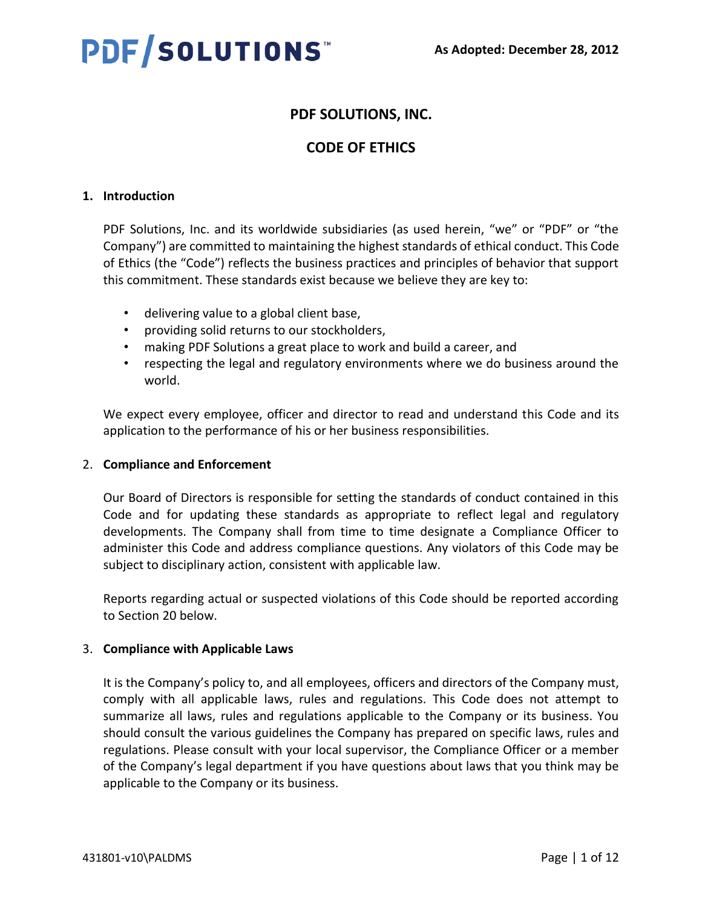As Adopted: December 28, 2012

# PDF SOLUTIONS, INC.

# CODE OF ETHICS

## 1. Introduction

PDF Solutions, Inc. and its worldwide subsidiaries (as used herein, "we" or "PDF" or "the Company") are committed to maintaining the highest standards of ethical conduct. This Code of Ethics (the "Code") reflects the business practices and principles of behavior that support this commitment. These standards exist because we believe they are key to:

- delivering value to a global client base,
- providing solid returns to our stockholders,
- making PDF Solutions a great place to work and build a career, and
- respecting the legal and regulatory environments where we do business around the world.

We expect every employee, officer and director to read and understand this Code and its application to the performance of his or her business responsibilities.

## 2. Compliance and Enforcement

Our Board of Directors is responsible for setting the standards of conduct contained in this Code and for updating these standards as appropriate to reflect legal and regulatory developments. The Company shall from time to time designate a Compliance Officer to administer this Code and address compliance questions. Any violators of this Code may be subject to disciplinary action, consistent with applicable law.

Reports regarding actual or suspected violations of this Code should be reported according to Section 20 below.

## 3. Compliance with Applicable Laws

It is the Company's policy to, and all employees, officers and directors of the Company must, comply with all applicable laws, rules and regulations. This Code does not attempt to summarize all laws, rules and regulations applicable to the Company or its business. You should consult the various guidelines the Company has prepared on specific laws, rules and regulations. Please consult with your local supervisor, the Compliance Officer or a member of the Company's legal department if you have questions about laws that you think may be applicable to the Company or its business.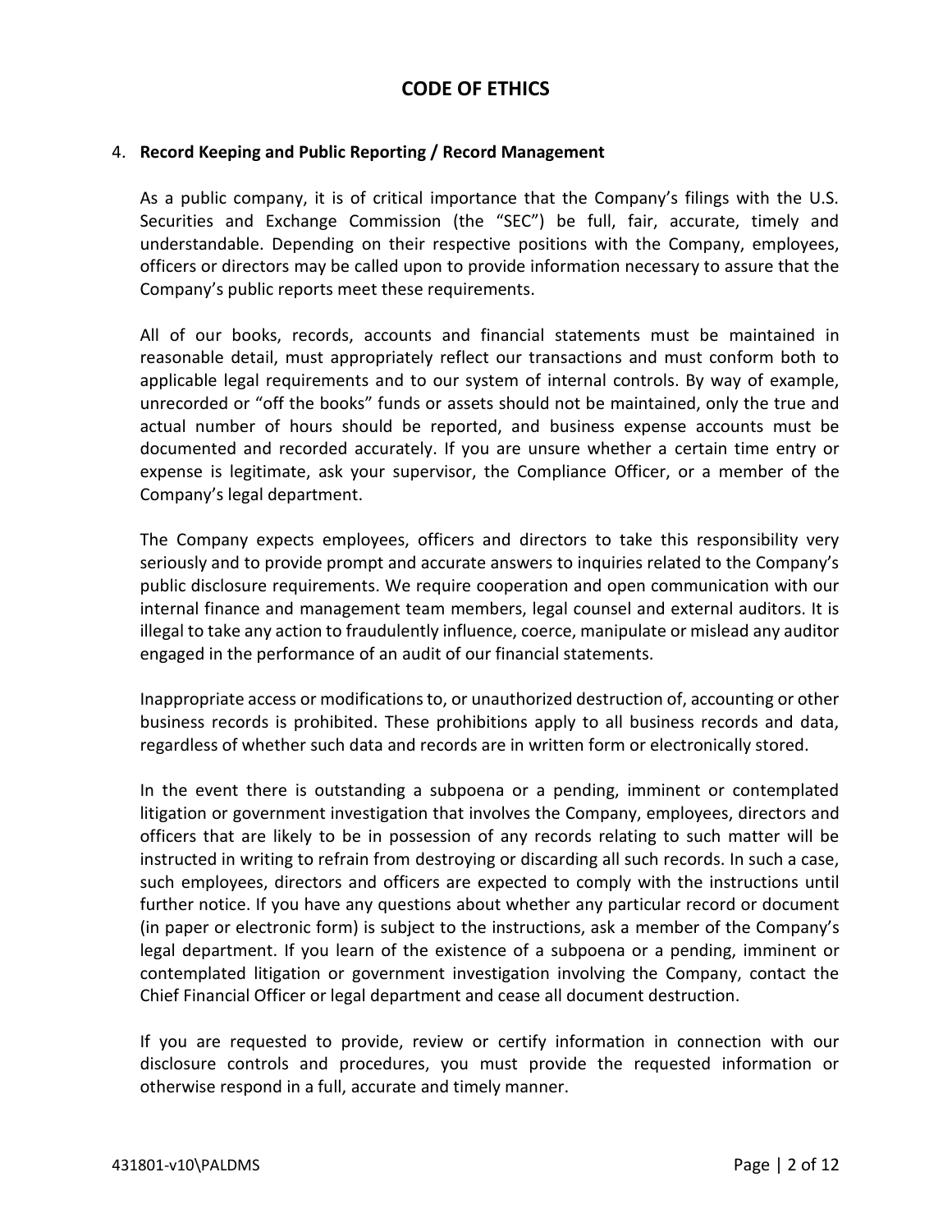# CODE OF ETHICS

4. **Record Keeping and Public Reporting / Record Management**

As a public company, it is of critical importance that the Company's filings with the U.S. Securities and Exchange Commission (the "SEC") be full, fair, accurate, timely and understandable. Depending on their respective positions with the Company, employees, officers or directors may be called upon to provide information necessary to assure that the Company's public reports meet these requirements.

All of our books, records, accounts and financial statements must be maintained in reasonable detail, must appropriately reflect our transactions and must conform both to applicable legal requirements and to our system of internal controls. By way of example, unrecorded or "off the books" funds or assets should not be maintained, only the true and actual number of hours should be reported, and business expense accounts must be documented and recorded accurately. If you are unsure whether a certain time entry or expense is legitimate, ask your supervisor, the Compliance Officer, or a member of the Company's legal department.

The Company expects employees, officers and directors to take this responsibility very seriously and to provide prompt and accurate answers to inquiries related to the Company's public disclosure requirements. We require cooperation and open communication with our internal finance and management team members, legal counsel and external auditors. It is illegal to take any action to fraudulently influence, coerce, manipulate or mislead any auditor engaged in the performance of an audit of our financial statements.

Inappropriate access or modifications to, or unauthorized destruction of, accounting or other business records is prohibited. These prohibitions apply to all business records and data, regardless of whether such data and records are in written form or electronically stored.

In the event there is outstanding a subpoena or a pending, imminent or contemplated litigation or government investigation that involves the Company, employees, directors and officers that are likely to be in possession of any records relating to such matter will be instructed in writing to refrain from destroying or discarding all such records. In such a case, such employees, directors and officers are expected to comply with the instructions until further notice. If you have any questions about whether any particular record or document (in paper or electronic form) is subject to the instructions, ask a member of the Company's legal department. If you learn of the existence of a subpoena or a pending, imminent or contemplated litigation or government investigation involving the Company, contact the Chief Financial Officer or legal department and cease all document destruction.

If you are requested to provide, review or certify information in connection with our disclosure controls and procedures, you must provide the requested information or otherwise respond in a full, accurate and timely manner.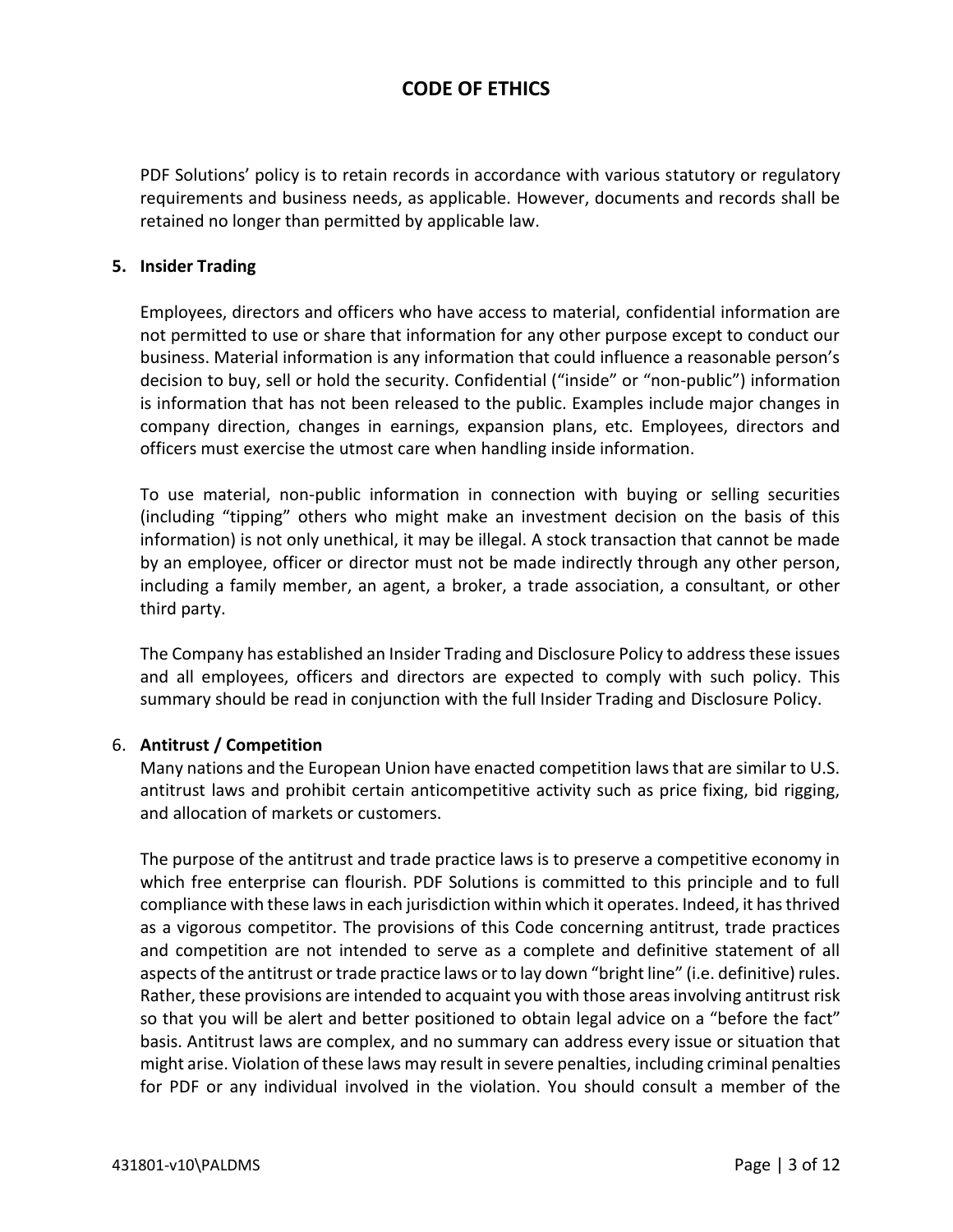PDF Solutions' policy is to retain records in accordance with various statutory or regulatory requirements and business needs, as applicable. However, documents and records shall be retained no longer than permitted by applicable law.

**5. Insider Trading**

Employees, directors and officers who have access to material, confidential information are not permitted to use or share that information for any other purpose except to conduct our business. Material information is any information that could influence a reasonable person's decision to buy, sell or hold the security. Confidential ("inside" or "non-public") information is information that has not been released to the public. Examples include major changes in company direction, changes in earnings, expansion plans, etc. Employees, directors and officers must exercise the utmost care when handling inside information.

To use material, non-public information in connection with buying or selling securities (including "tipping" others who might make an investment decision on the basis of this information) is not only unethical, it may be illegal. A stock transaction that cannot be made by an employee, officer or director must not be made indirectly through any other person, including a family member, an agent, a broker, a trade association, a consultant, or other third party.

The Company has established an Insider Trading and Disclosure Policy to address these issues and all employees, officers and directors are expected to comply with such policy. This summary should be read in conjunction with the full Insider Trading and Disclosure Policy.

6. **Antitrust / Competition**

Many nations and the European Union have enacted competition laws that are similar to U.S. antitrust laws and prohibit certain anticompetitive activity such as price fixing, bid rigging, and allocation of markets or customers.

The purpose of the antitrust and trade practice laws is to preserve a competitive economy in which free enterprise can flourish. PDF Solutions is committed to this principle and to full compliance with these laws in each jurisdiction within which it operates. Indeed, it has thrived as a vigorous competitor. The provisions of this Code concerning antitrust, trade practices and competition are not intended to serve as a complete and definitive statement of all aspects of the antitrust or trade practice laws or to lay down "bright line" (i.e. definitive) rules. Rather, these provisions are intended to acquaint you with those areas involving antitrust risk so that you will be alert and better positioned to obtain legal advice on a "before the fact" basis. Antitrust laws are complex, and no summary can address every issue or situation that might arise. Violation of these laws may result in severe penalties, including criminal penalties for PDF or any individual involved in the violation. You should consult a member of the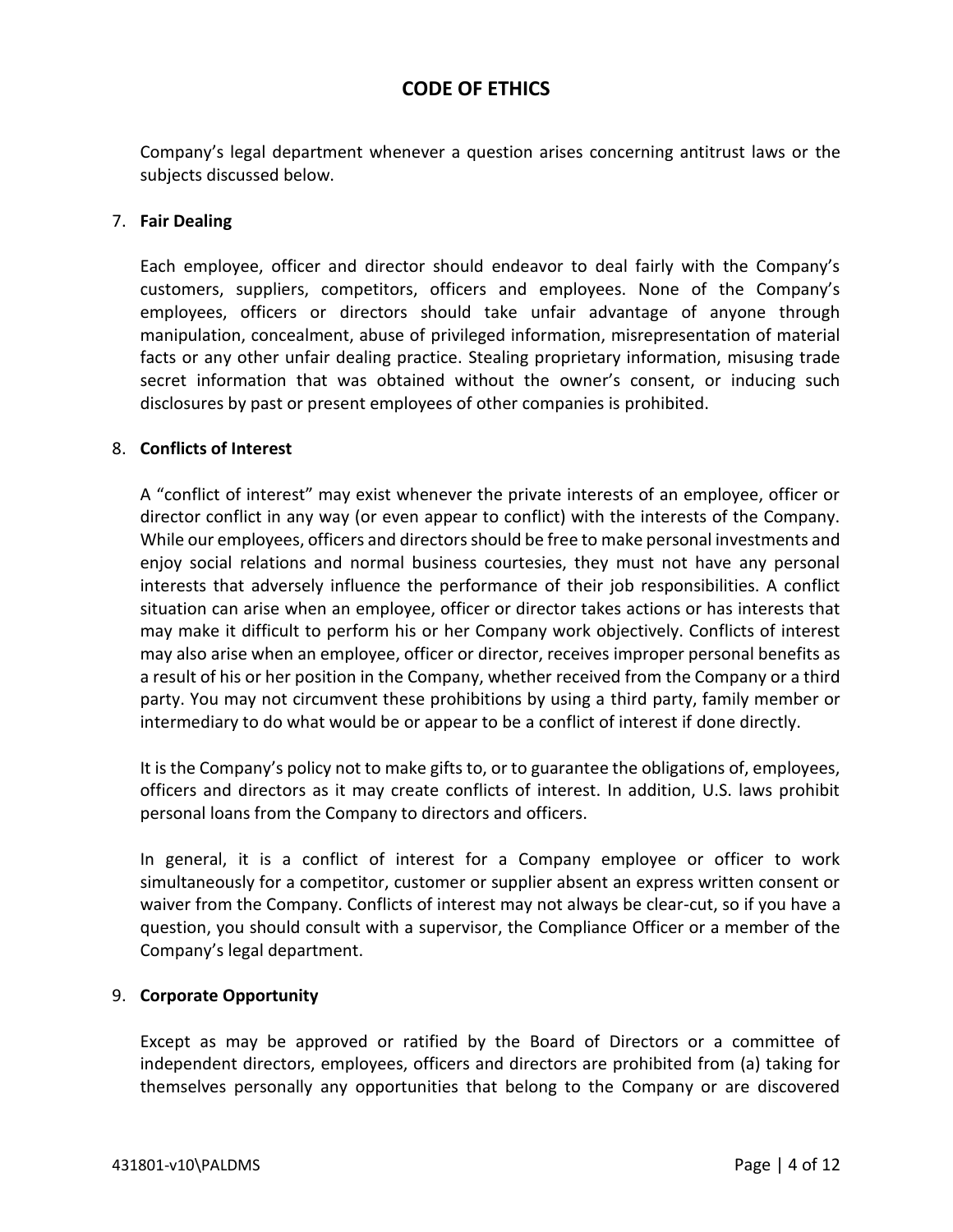Company's legal department whenever a question arises concerning antitrust laws or the subjects discussed below.

7. **Fair Dealing**

Each employee, officer and director should endeavor to deal fairly with the Company's customers, suppliers, competitors, officers and employees. None of the Company's employees, officers or directors should take unfair advantage of anyone through manipulation, concealment, abuse of privileged information, misrepresentation of material facts or any other unfair dealing practice. Stealing proprietary information, misusing trade secret information that was obtained without the owner's consent, or inducing such disclosures by past or present employees of other companies is prohibited.

8. **Conflicts of Interest**

A "conflict of interest" may exist whenever the private interests of an employee, officer or director conflict in any way (or even appear to conflict) with the interests of the Company. While our employees, officers and directors should be free to make personal investments and enjoy social relations and normal business courtesies, they must not have any personal interests that adversely influence the performance of their job responsibilities. A conflict situation can arise when an employee, officer or director takes actions or has interests that may make it difficult to perform his or her Company work objectively. Conflicts of interest may also arise when an employee, officer or director, receives improper personal benefits as a result of his or her position in the Company, whether received from the Company or a third party. You may not circumvent these prohibitions by using a third party, family member or intermediary to do what would be or appear to be a conflict of interest if done directly.

It is the Company's policy not to make gifts to, or to guarantee the obligations of, employees, officers and directors as it may create conflicts of interest. In addition, U.S. laws prohibit personal loans from the Company to directors and officers.

In general, it is a conflict of interest for a Company employee or officer to work simultaneously for a competitor, customer or supplier absent an express written consent or waiver from the Company. Conflicts of interest may not always be clear-cut, so if you have a question, you should consult with a supervisor, the Compliance Officer or a member of the Company's legal department.

9. **Corporate Opportunity**

Except as may be approved or ratified by the Board of Directors or a committee of independent directors, employees, officers and directors are prohibited from (a) taking for themselves personally any opportunities that belong to the Company or are discovered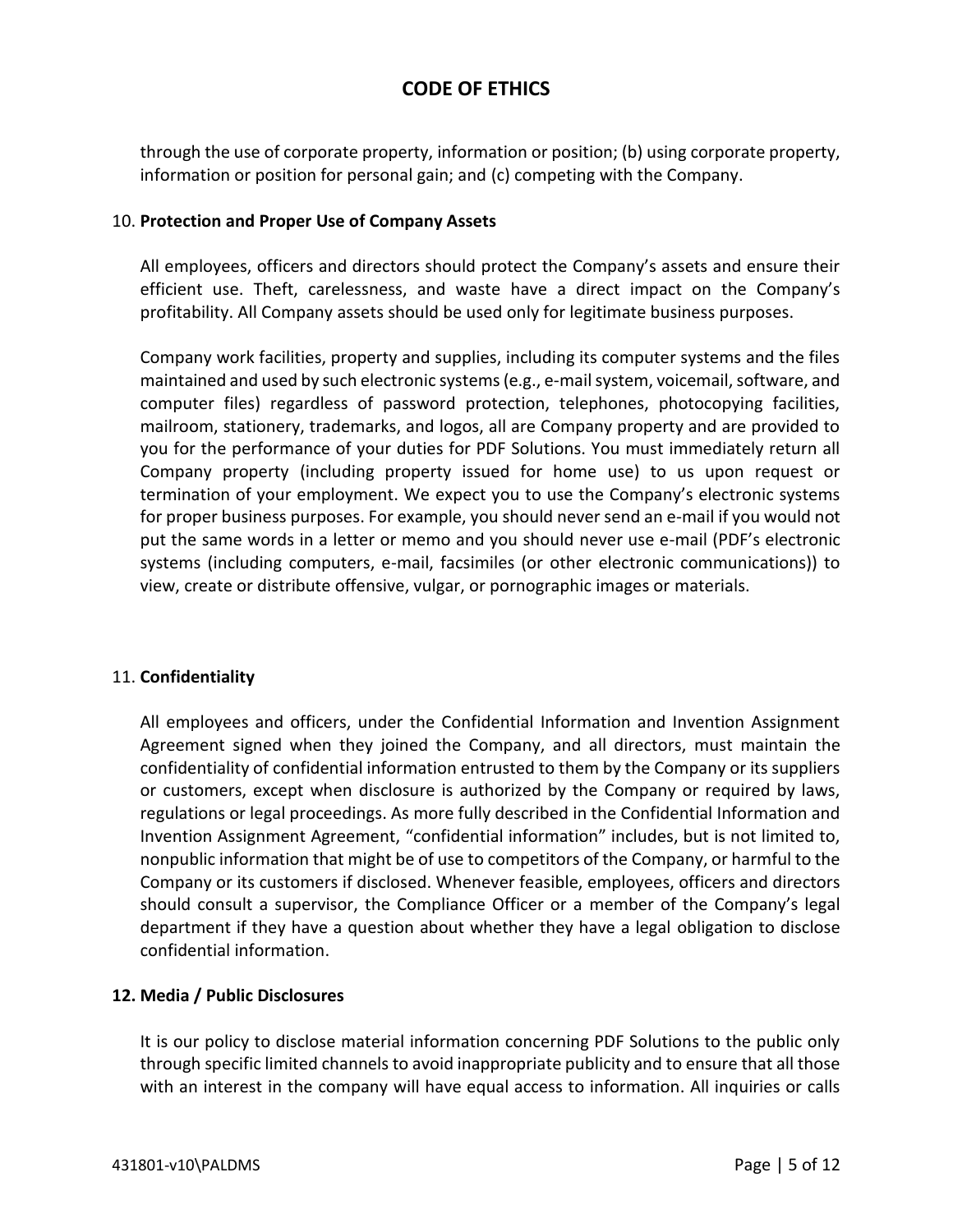through the use of corporate property, information or position; (b) using corporate property, information or position for personal gain; and (c) competing with the Company.

10. **Protection and Proper Use of Company Assets**

All employees, officers and directors should protect the Company's assets and ensure their efficient use. Theft, carelessness, and waste have a direct impact on the Company's profitability. All Company assets should be used only for legitimate business purposes.

Company work facilities, property and supplies, including its computer systems and the files maintained and used by such electronic systems (e.g., e-mail system, voicemail, software, and computer files) regardless of password protection, telephones, photocopying facilities, mailroom, stationery, trademarks, and logos, all are Company property and are provided to you for the performance of your duties for PDF Solutions. You must immediately return all Company property (including property issued for home use) to us upon request or termination of your employment. We expect you to use the Company's electronic systems for proper business purposes. For example, you should never send an e-mail if you would not put the same words in a letter or memo and you should never use e-mail (PDF's electronic systems (including computers, e-mail, facsimiles (or other electronic communications)) to view, create or distribute offensive, vulgar, or pornographic images or materials.

11. **Confidentiality**

All employees and officers, under the Confidential Information and Invention Assignment Agreement signed when they joined the Company, and all directors, must maintain the confidentiality of confidential information entrusted to them by the Company or its suppliers or customers, except when disclosure is authorized by the Company or required by laws, regulations or legal proceedings. As more fully described in the Confidential Information and Invention Assignment Agreement, "confidential information" includes, but is not limited to, nonpublic information that might be of use to competitors of the Company, or harmful to the Company or its customers if disclosed. Whenever feasible, employees, officers and directors should consult a supervisor, the Compliance Officer or a member of the Company's legal department if they have a question about whether they have a legal obligation to disclose confidential information.

**12. Media / Public Disclosures**

It is our policy to disclose material information concerning PDF Solutions to the public only through specific limited channels to avoid inappropriate publicity and to ensure that all those with an interest in the company will have equal access to information. All inquiries or calls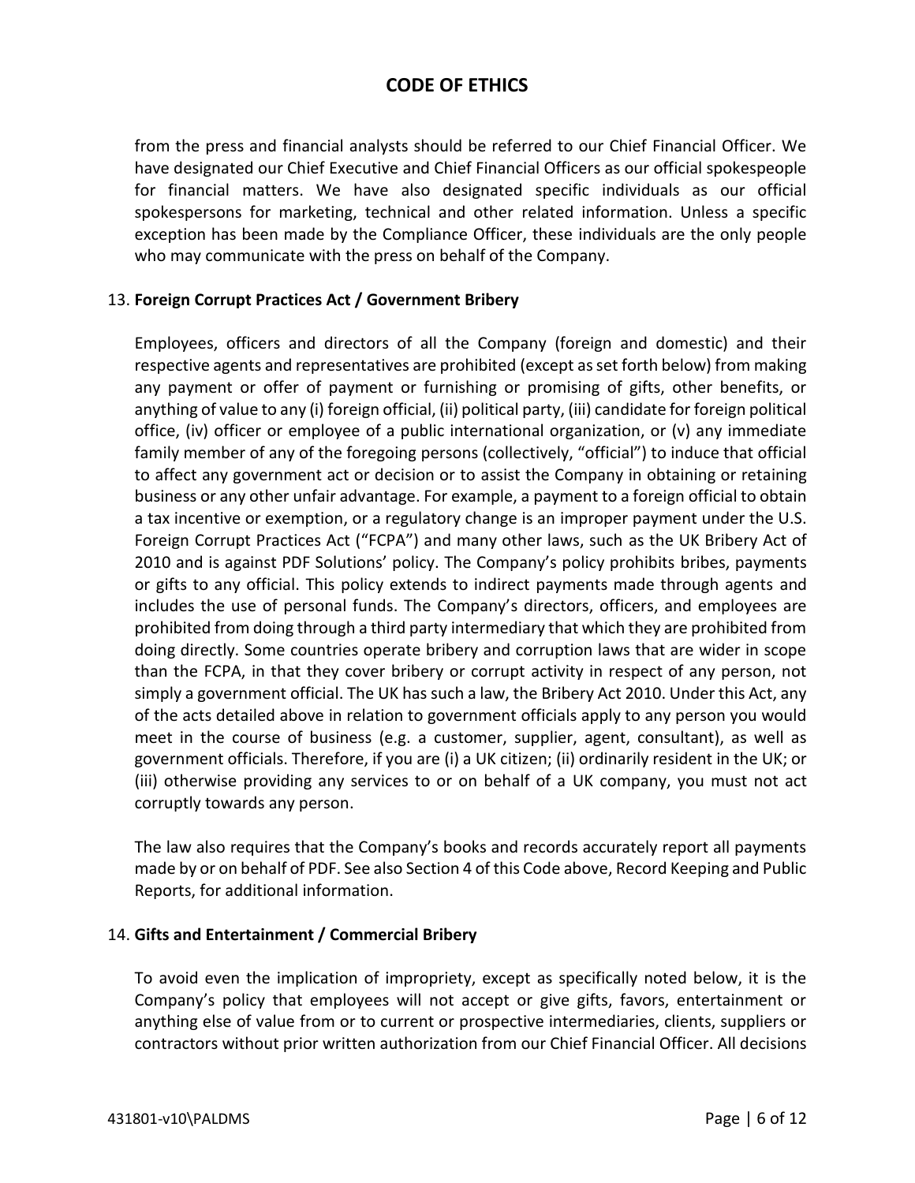from the press and financial analysts should be referred to our Chief Financial Officer. We have designated our Chief Executive and Chief Financial Officers as our official spokespeople for financial matters. We have also designated specific individuals as our official spokespersons for marketing, technical and other related information. Unless a specific exception has been made by the Compliance Officer, these individuals are the only people who may communicate with the press on behalf of the Company.

13. **Foreign Corrupt Practices Act / Government Bribery**

Employees, officers and directors of all the Company (foreign and domestic) and their respective agents and representatives are prohibited (except as set forth below) from making any payment or offer of payment or furnishing or promising of gifts, other benefits, or anything of value to any (i) foreign official, (ii) political party, (iii) candidate for foreign political office, (iv) officer or employee of a public international organization, or (v) any immediate family member of any of the foregoing persons (collectively, "official") to induce that official to affect any government act or decision or to assist the Company in obtaining or retaining business or any other unfair advantage. For example, a payment to a foreign official to obtain a tax incentive or exemption, or a regulatory change is an improper payment under the U.S. Foreign Corrupt Practices Act ("FCPA") and many other laws, such as the UK Bribery Act of 2010 and is against PDF Solutions' policy. The Company's policy prohibits bribes, payments or gifts to any official. This policy extends to indirect payments made through agents and includes the use of personal funds. The Company's directors, officers, and employees are prohibited from doing through a third party intermediary that which they are prohibited from doing directly. Some countries operate bribery and corruption laws that are wider in scope than the FCPA, in that they cover bribery or corrupt activity in respect of any person, not simply a government official. The UK has such a law, the Bribery Act 2010. Under this Act, any of the acts detailed above in relation to government officials apply to any person you would meet in the course of business (e.g. a customer, supplier, agent, consultant), as well as government officials. Therefore, if you are (i) a UK citizen; (ii) ordinarily resident in the UK; or (iii) otherwise providing any services to or on behalf of a UK company, you must not act corruptly towards any person.

The law also requires that the Company's books and records accurately report all payments made by or on behalf of PDF. See also Section 4 of this Code above, Record Keeping and Public Reports, for additional information.

14. **Gifts and Entertainment / Commercial Bribery**

To avoid even the implication of impropriety, except as specifically noted below, it is the Company's policy that employees will not accept or give gifts, favors, entertainment or anything else of value from or to current or prospective intermediaries, clients, suppliers or contractors without prior written authorization from our Chief Financial Officer. All decisions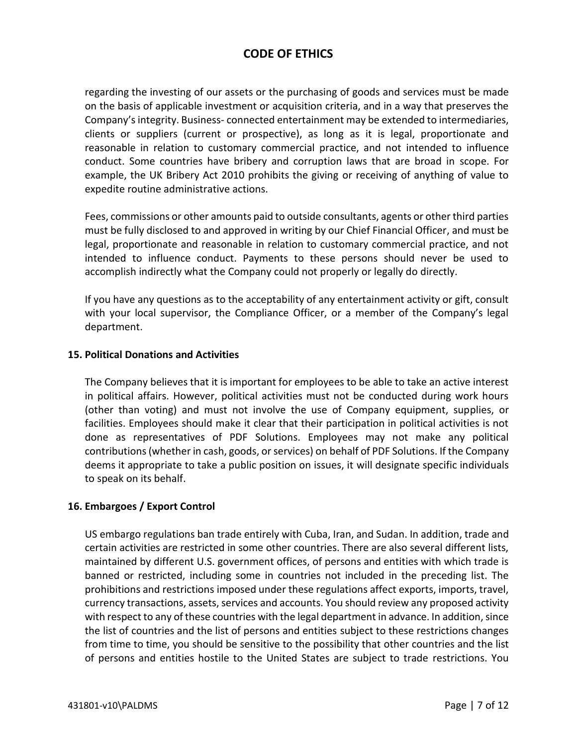regarding the investing of our assets or the purchasing of goods and services must be made on the basis of applicable investment or acquisition criteria, and in a way that preserves the Company's integrity. Business- connected entertainment may be extended to intermediaries, clients or suppliers (current or prospective), as long as it is legal, proportionate and reasonable in relation to customary commercial practice, and not intended to influence conduct. Some countries have bribery and corruption laws that are broad in scope. For example, the UK Bribery Act 2010 prohibits the giving or receiving of anything of value to expedite routine administrative actions.

Fees, commissions or other amounts paid to outside consultants, agents or other third parties must be fully disclosed to and approved in writing by our Chief Financial Officer, and must be legal, proportionate and reasonable in relation to customary commercial practice, and not intended to influence conduct. Payments to these persons should never be used to accomplish indirectly what the Company could not properly or legally do directly.

If you have any questions as to the acceptability of any entertainment activity or gift, consult with your local supervisor, the Compliance Officer, or a member of the Company's legal department.

**15. Political Donations and Activities**

The Company believes that it is important for employees to be able to take an active interest in political affairs. However, political activities must not be conducted during work hours (other than voting) and must not involve the use of Company equipment, supplies, or facilities. Employees should make it clear that their participation in political activities is not done as representatives of PDF Solutions. Employees may not make any political contributions (whether in cash, goods, or services) on behalf of PDF Solutions. If the Company deems it appropriate to take a public position on issues, it will designate specific individuals to speak on its behalf.

**16. Embargoes / Export Control**

US embargo regulations ban trade entirely with Cuba, Iran, and Sudan. In addition, trade and certain activities are restricted in some other countries. There are also several different lists, maintained by different U.S. government offices, of persons and entities with which trade is banned or restricted, including some in countries not included in the preceding list. The prohibitions and restrictions imposed under these regulations affect exports, imports, travel, currency transactions, assets, services and accounts. You should review any proposed activity with respect to any of these countries with the legal department in advance. In addition, since the list of countries and the list of persons and entities subject to these restrictions changes from time to time, you should be sensitive to the possibility that other countries and the list of persons and entities hostile to the United States are subject to trade restrictions. You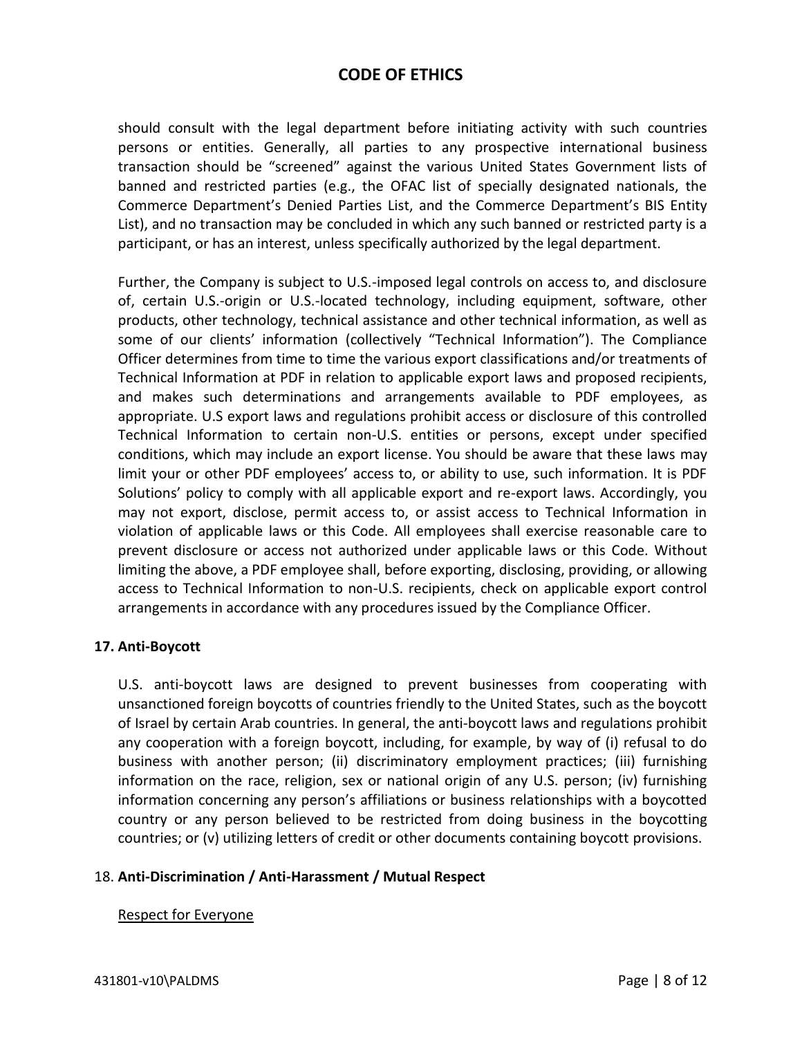should consult with the legal department before initiating activity with such countries persons or entities. Generally, all parties to any prospective international business transaction should be "screened" against the various United States Government lists of banned and restricted parties (e.g., the OFAC list of specially designated nationals, the Commerce Department's Denied Parties List, and the Commerce Department's BIS Entity List), and no transaction may be concluded in which any such banned or restricted party is a participant, or has an interest, unless specifically authorized by the legal department.

Further, the Company is subject to U.S.-imposed legal controls on access to, and disclosure of, certain U.S.-origin or U.S.-located technology, including equipment, software, other products, other technology, technical assistance and other technical information, as well as some of our clients' information (collectively "Technical Information"). The Compliance Officer determines from time to time the various export classifications and/or treatments of Technical Information at PDF in relation to applicable export laws and proposed recipients, and makes such determinations and arrangements available to PDF employees, as appropriate. U.S export laws and regulations prohibit access or disclosure of this controlled Technical Information to certain non-U.S. entities or persons, except under specified conditions, which may include an export license. You should be aware that these laws may limit your or other PDF employees' access to, or ability to use, such information. It is PDF Solutions' policy to comply with all applicable export and re-export laws. Accordingly, you may not export, disclose, permit access to, or assist access to Technical Information in violation of applicable laws or this Code. All employees shall exercise reasonable care to prevent disclosure or access not authorized under applicable laws or this Code. Without limiting the above, a PDF employee shall, before exporting, disclosing, providing, or allowing access to Technical Information to non-U.S. recipients, check on applicable export control arrangements in accordance with any procedures issued by the Compliance Officer.

## 17. Anti-Boycott

U.S. anti-boycott laws are designed to prevent businesses from cooperating with unsanctioned foreign boycotts of countries friendly to the United States, such as the boycott of Israel by certain Arab countries. In general, the anti-boycott laws and regulations prohibit any cooperation with a foreign boycott, including, for example, by way of (i) refusal to do business with another person; (ii) discriminatory employment practices; (iii) furnishing information on the race, religion, sex or national origin of any U.S. person; (iv) furnishing information concerning any person's affiliations or business relationships with a boycotted country or any person believed to be restricted from doing business in the boycotting countries; or (v) utilizing letters of credit or other documents containing boycott provisions.

## 18. Anti-Discrimination / Anti-Harassment / Mutual Respect

Respect for Everyone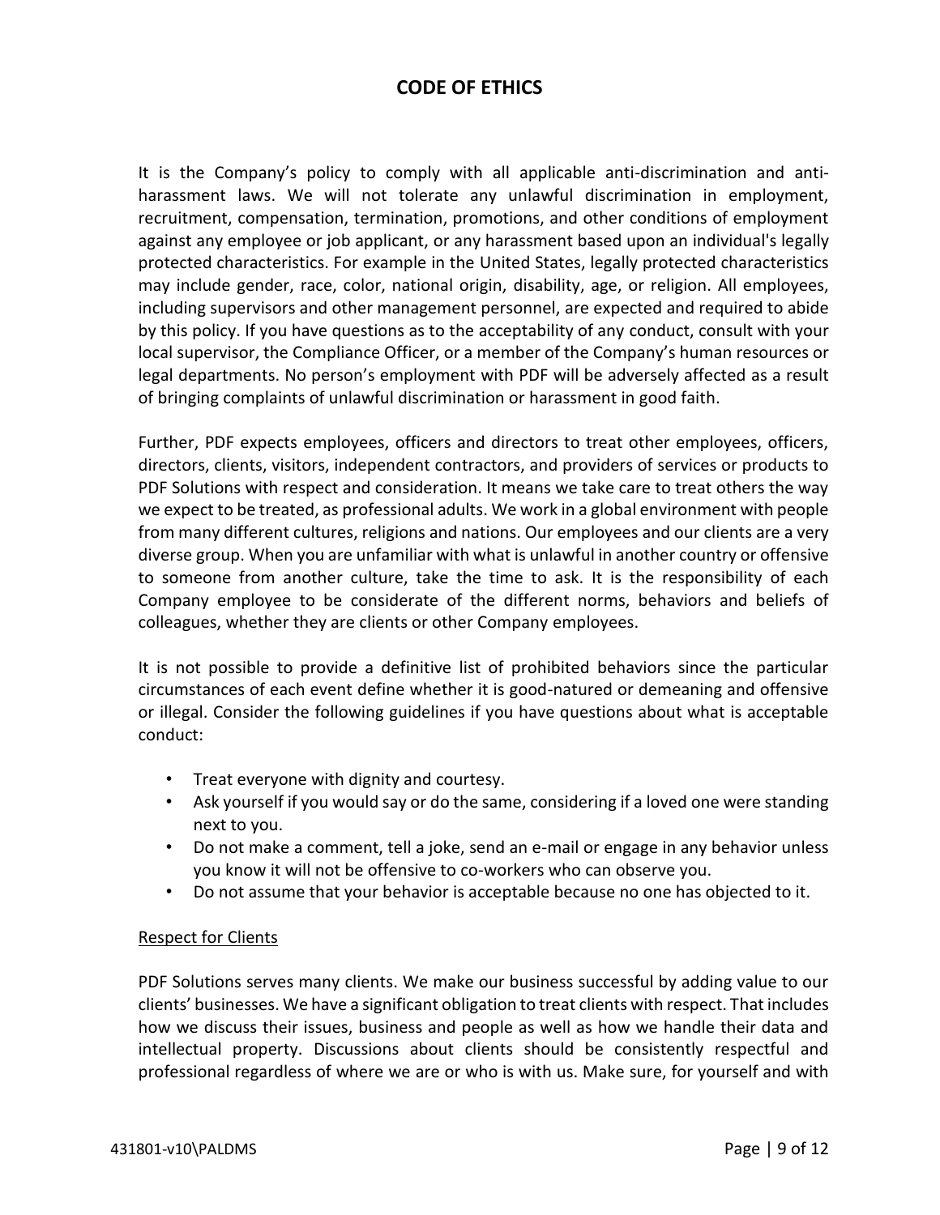# CODE OF ETHICS

It is the Company's policy to comply with all applicable anti-discrimination and anti-harassment laws. We will not tolerate any unlawful discrimination in employment, recruitment, compensation, termination, promotions, and other conditions of employment against any employee or job applicant, or any harassment based upon an individual's legally protected characteristics. For example in the United States, legally protected characteristics may include gender, race, color, national origin, disability, age, or religion. All employees, including supervisors and other management personnel, are expected and required to abide by this policy. If you have questions as to the acceptability of any conduct, consult with your local supervisor, the Compliance Officer, or a member of the Company's human resources or legal departments. No person's employment with PDF will be adversely affected as a result of bringing complaints of unlawful discrimination or harassment in good faith.

Further, PDF expects employees, officers and directors to treat other employees, officers, directors, clients, visitors, independent contractors, and providers of services or products to PDF Solutions with respect and consideration. It means we take care to treat others the way we expect to be treated, as professional adults. We work in a global environment with people from many different cultures, religions and nations. Our employees and our clients are a very diverse group. When you are unfamiliar with what is unlawful in another country or offensive to someone from another culture, take the time to ask. It is the responsibility of each Company employee to be considerate of the different norms, behaviors and beliefs of colleagues, whether they are clients or other Company employees.

It is not possible to provide a definitive list of prohibited behaviors since the particular circumstances of each event define whether it is good-natured or demeaning and offensive or illegal. Consider the following guidelines if you have questions about what is acceptable conduct:

- Treat everyone with dignity and courtesy.
- Ask yourself if you would say or do the same, considering if a loved one were standing next to you.
- Do not make a comment, tell a joke, send an e-mail or engage in any behavior unless you know it will not be offensive to co-workers who can observe you.
- Do not assume that your behavior is acceptable because no one has objected to it.

Respect for Clients

PDF Solutions serves many clients. We make our business successful by adding value to our clients' businesses. We have a significant obligation to treat clients with respect. That includes how we discuss their issues, business and people as well as how we handle their data and intellectual property. Discussions about clients should be consistently respectful and professional regardless of where we are or who is with us. Make sure, for yourself and with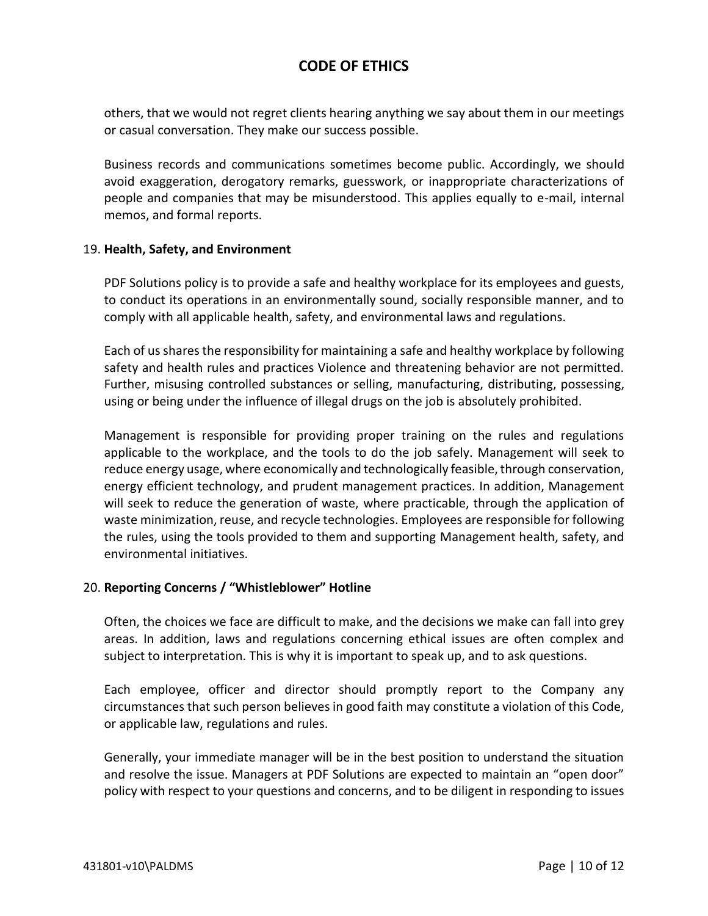others, that we would not regret clients hearing anything we say about them in our meetings or casual conversation. They make our success possible.

Business records and communications sometimes become public. Accordingly, we should avoid exaggeration, derogatory remarks, guesswork, or inappropriate characterizations of people and companies that may be misunderstood. This applies equally to e-mail, internal memos, and formal reports.

19. **Health, Safety, and Environment**

PDF Solutions policy is to provide a safe and healthy workplace for its employees and guests, to conduct its operations in an environmentally sound, socially responsible manner, and to comply with all applicable health, safety, and environmental laws and regulations.

Each of us shares the responsibility for maintaining a safe and healthy workplace by following safety and health rules and practices Violence and threatening behavior are not permitted. Further, misusing controlled substances or selling, manufacturing, distributing, possessing, using or being under the influence of illegal drugs on the job is absolutely prohibited.

Management is responsible for providing proper training on the rules and regulations applicable to the workplace, and the tools to do the job safely. Management will seek to reduce energy usage, where economically and technologically feasible, through conservation, energy efficient technology, and prudent management practices. In addition, Management will seek to reduce the generation of waste, where practicable, through the application of waste minimization, reuse, and recycle technologies. Employees are responsible for following the rules, using the tools provided to them and supporting Management health, safety, and environmental initiatives.

20. **Reporting Concerns / "Whistleblower" Hotline**

Often, the choices we face are difficult to make, and the decisions we make can fall into grey areas. In addition, laws and regulations concerning ethical issues are often complex and subject to interpretation. This is why it is important to speak up, and to ask questions.

Each employee, officer and director should promptly report to the Company any circumstances that such person believes in good faith may constitute a violation of this Code, or applicable law, regulations and rules.

Generally, your immediate manager will be in the best position to understand the situation and resolve the issue. Managers at PDF Solutions are expected to maintain an "open door" policy with respect to your questions and concerns, and to be diligent in responding to issues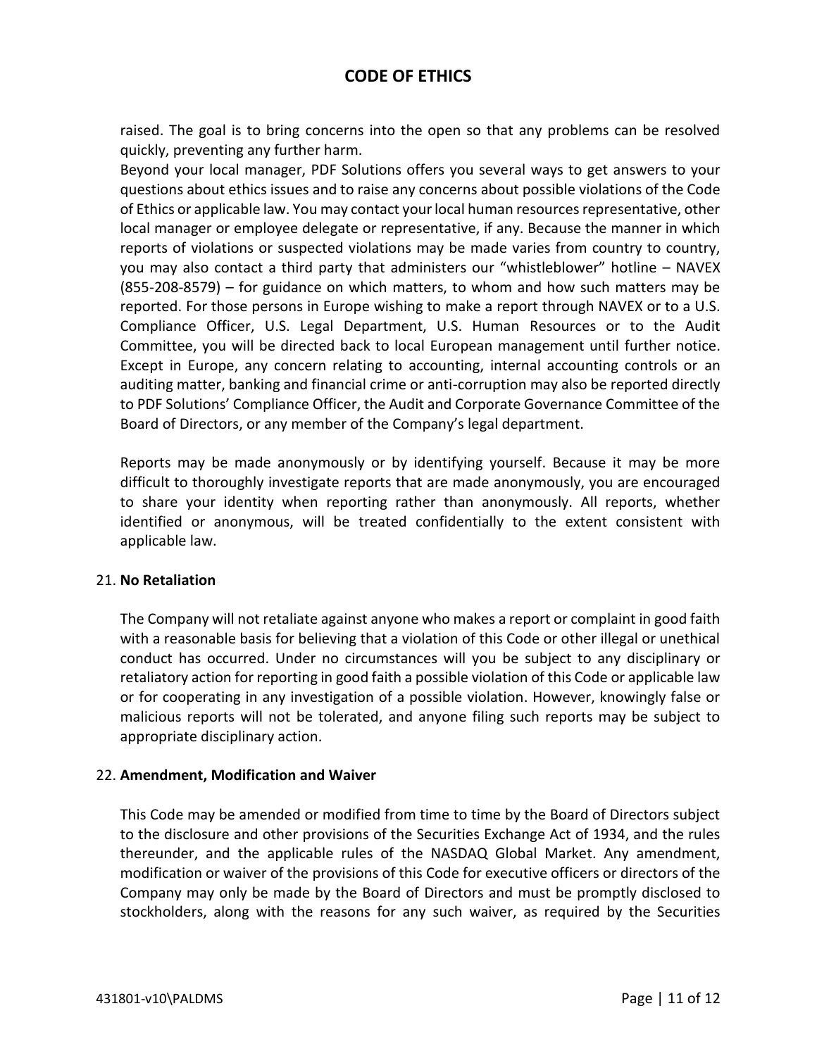raised. The goal is to bring concerns into the open so that any problems can be resolved quickly, preventing any further harm.

Beyond your local manager, PDF Solutions offers you several ways to get answers to your questions about ethics issues and to raise any concerns about possible violations of the Code of Ethics or applicable law. You may contact your local human resources representative, other local manager or employee delegate or representative, if any. Because the manner in which reports of violations or suspected violations may be made varies from country to country, you may also contact a third party that administers our "whistleblower" hotline – NAVEX (855-208-8579) – for guidance on which matters, to whom and how such matters may be reported. For those persons in Europe wishing to make a report through NAVEX or to a U.S. Compliance Officer, U.S. Legal Department, U.S. Human Resources or to the Audit Committee, you will be directed back to local European management until further notice. Except in Europe, any concern relating to accounting, internal accounting controls or an auditing matter, banking and financial crime or anti-corruption may also be reported directly to PDF Solutions' Compliance Officer, the Audit and Corporate Governance Committee of the Board of Directors, or any member of the Company's legal department.

Reports may be made anonymously or by identifying yourself. Because it may be more difficult to thoroughly investigate reports that are made anonymously, you are encouraged to share your identity when reporting rather than anonymously. All reports, whether identified or anonymous, will be treated confidentially to the extent consistent with applicable law.

21. **No Retaliation**

The Company will not retaliate against anyone who makes a report or complaint in good faith with a reasonable basis for believing that a violation of this Code or other illegal or unethical conduct has occurred. Under no circumstances will you be subject to any disciplinary or retaliatory action for reporting in good faith a possible violation of this Code or applicable law or for cooperating in any investigation of a possible violation. However, knowingly false or malicious reports will not be tolerated, and anyone filing such reports may be subject to appropriate disciplinary action.

22. **Amendment, Modification and Waiver**

This Code may be amended or modified from time to time by the Board of Directors subject to the disclosure and other provisions of the Securities Exchange Act of 1934, and the rules thereunder, and the applicable rules of the NASDAQ Global Market. Any amendment, modification or waiver of the provisions of this Code for executive officers or directors of the Company may only be made by the Board of Directors and must be promptly disclosed to stockholders, along with the reasons for any such waiver, as required by the Securities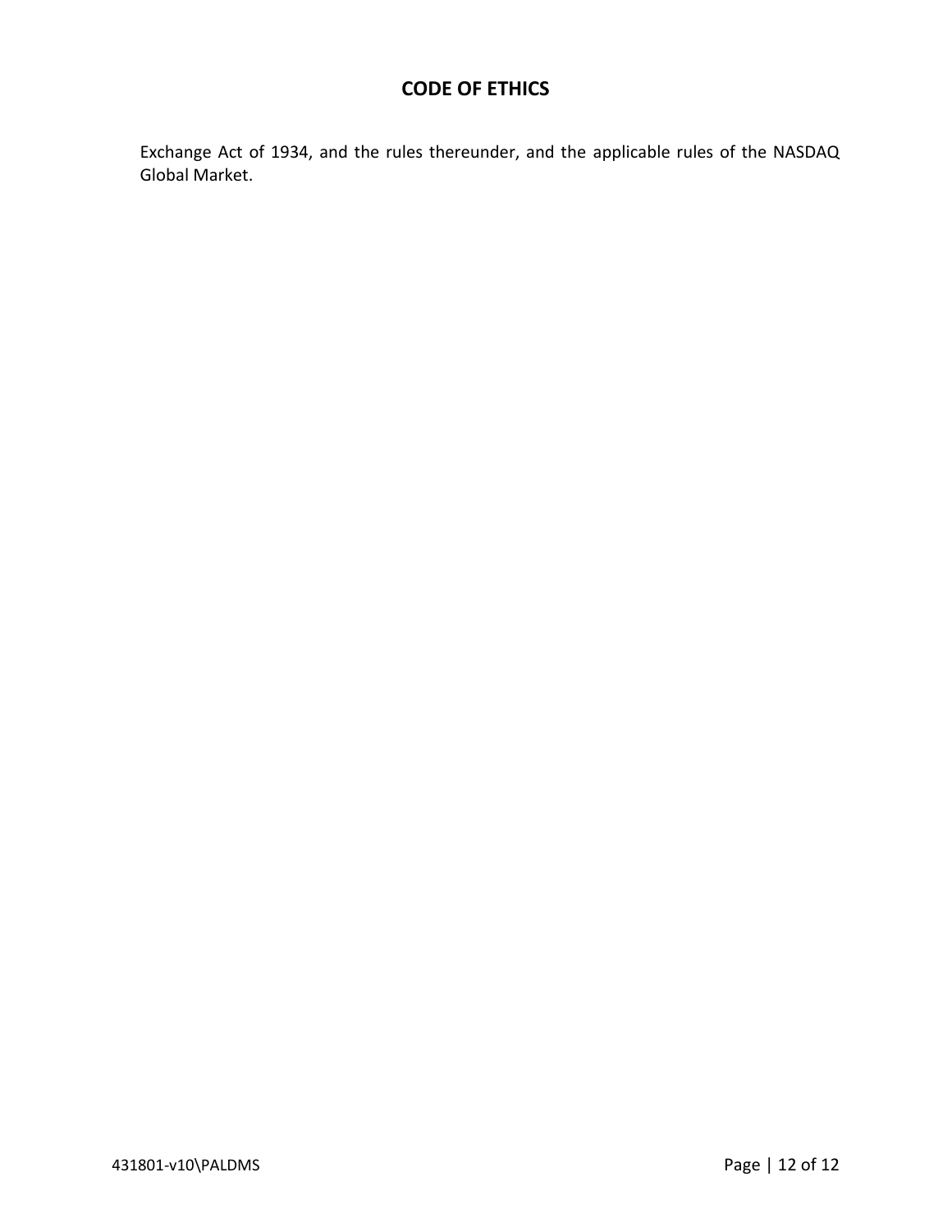Exchange Act of 1934, and the rules thereunder, and the applicable rules of the NASDAQ Global Market.